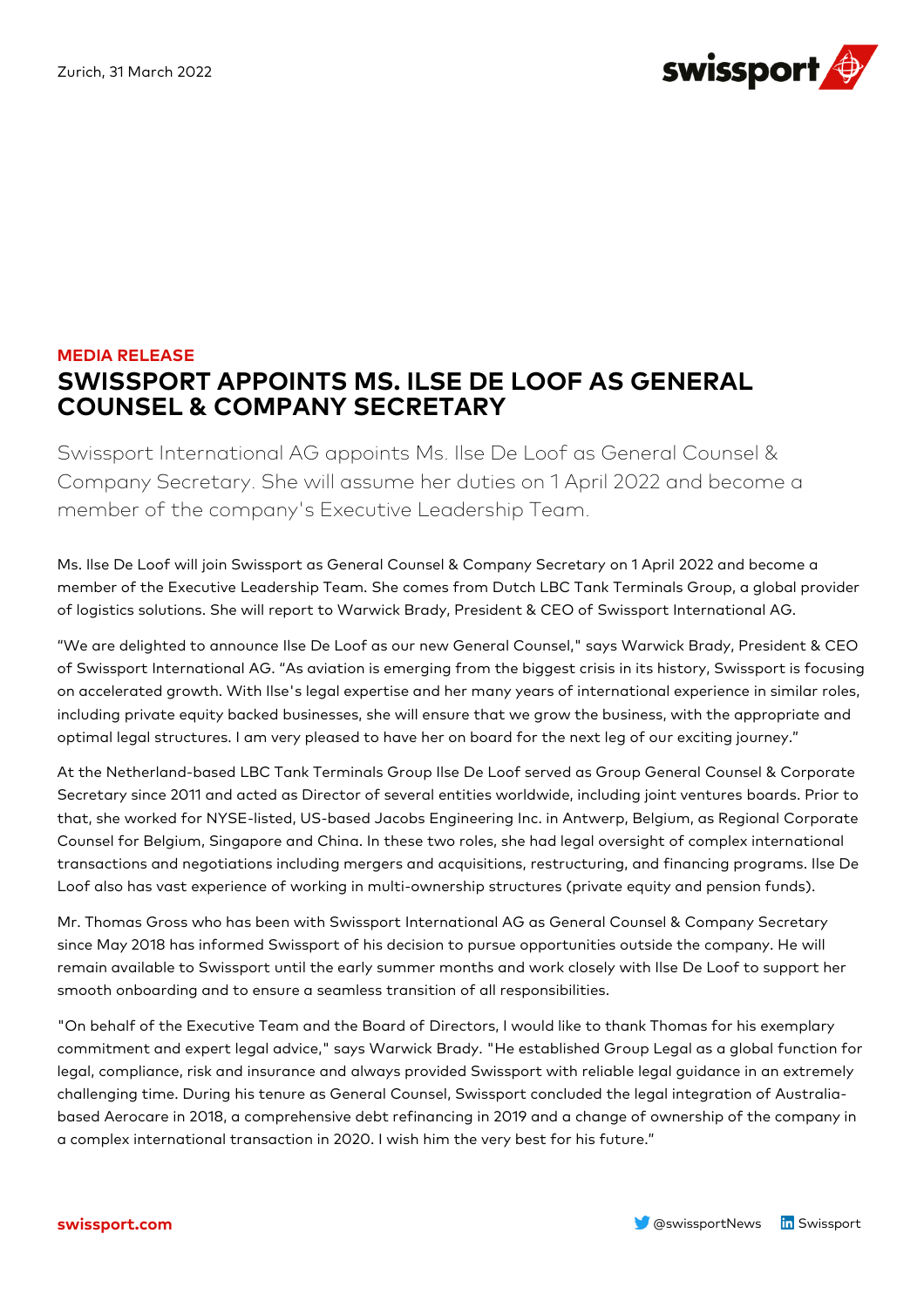Zurich, 31 March 2022

**MEDIA RELEASE**

# SWISSPORT APPOINTS MS. ILSE DE LOOF AS GENERAL COUNSEL & COMPANY SECRETARY

Swissport International AG appoints Ms. Ilse De Loof as General Counsel & Company Secretary. She will assume her duties on 1 April 2022 and become a member of the company's Executive Leadership Team.

Ms. Ilse De Loof will join Swissport as General Counsel & Company Secretary on 1 April 2022 and become a member of the Executive Leadership Team. She comes from Dutch LBC Tank Terminals Group, a global provider of logistics solutions. She will report to Warwick Brady, President & CEO of Swissport International AG.

"We are delighted to announce Ilse De Loof as our new General Counsel," says Warwick Brady, President & CEO of Swissport International AG. "As aviation is emerging from the biggest crisis in its history, Swissport is focusing on accelerated growth. With Ilse's legal expertise and her many years of international experience in similar roles, including private equity backed businesses, she will ensure that we grow the business, with the appropriate and optimal legal structures. I am very pleased to have her on board for the next leg of our exciting journey."

At the Netherland-based LBC Tank Terminals Group Ilse De Loof served as Group General Counsel & Corporate Secretary since 2011 and acted as Director of several entities worldwide, including joint ventures boards. Prior to that, she worked for NYSE-listed, US-based Jacobs Engineering Inc. in Antwerp, Belgium, as Regional Corporate Counsel for Belgium, Singapore and China. In these two roles, she had legal oversight of complex international transactions and negotiations including mergers and acquisitions, restructuring, and financing programs. Ilse De Loof also has vast experience of working in multi-ownership structures (private equity and pension funds).

Mr. Thomas Gross who has been with Swissport International AG as General Counsel & Company Secretary since May 2018 has informed Swissport of his decision to pursue opportunities outside the company. He will remain available to Swissport until the early summer months and work closely with Ilse De Loof to support her smooth onboarding and to ensure a seamless transition of all responsibilities.

"On behalf of the Executive Team and the Board of Directors, I would like to thank Thomas for his exemplary commitment and expert legal advice," says Warwick Brady. "He established Group Legal as a global function for legal, compliance, risk and insurance and always provided Swissport with reliable legal guidance in an extremely challenging time. During his tenure as General Counsel, Swissport concluded the legal integration of Australia-based Aerocare in 2018, a comprehensive debt refinancing in 2019 and a change of ownership of the company in a complex international transaction in 2020. I wish him the very best for his future."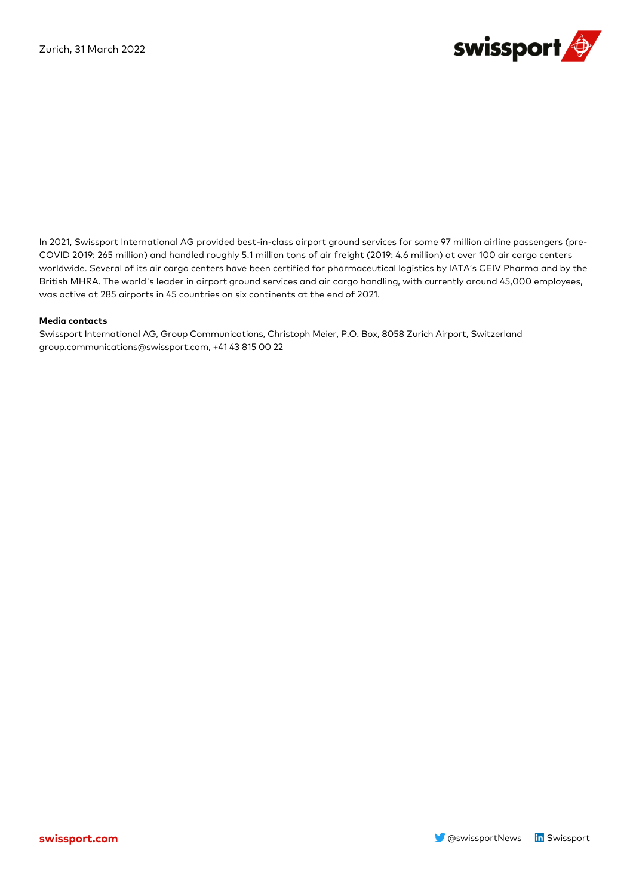In 2021, Swissport International AG provided best-in-class airport ground services for some 97 million airline passengers (pre-COVID 2019: 265 million) and handled roughly 5.1 million tons of air freight (2019: 4.6 million) at over 100 air cargo centers worldwide. Several of its air cargo centers have been certified for pharmaceutical logistics by IATA's CEIV Pharma and by the British MHRA. The world's leader in airport ground services and air cargo handling, with currently around 45,000 employees, was active at 285 airports in 45 countries on six continents at the end of 2021.

**Media contacts**

Swissport International AG, Group Communications, Christoph Meier, P.O. Box, 8058 Zurich Airport, Switzerland
group.communications@swissport.com, +41 43 815 00 22